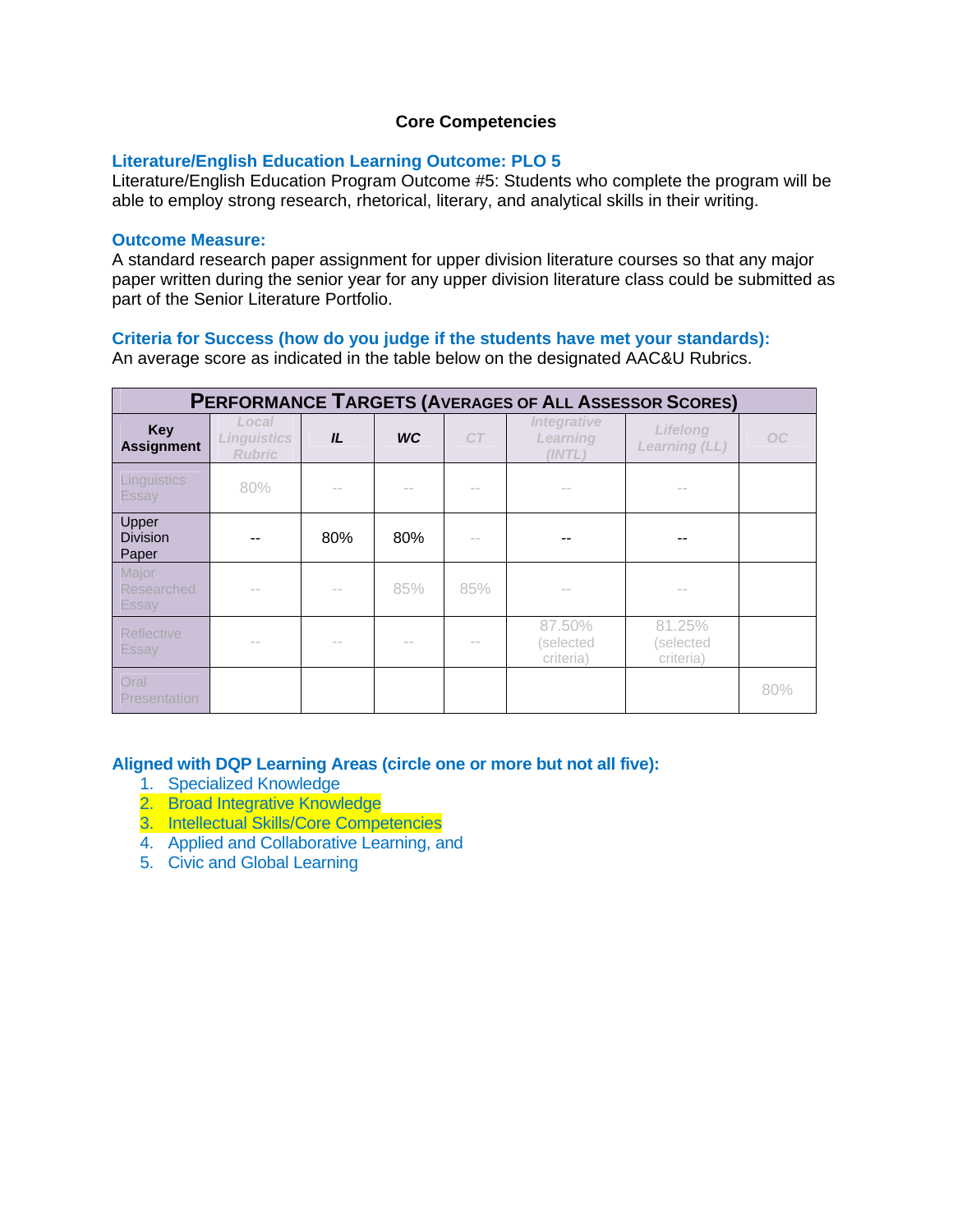**Core Competencies**

**Literature/English Education Learning Outcome: PLO 5**

Literature/English Education Program Outcome #5: Students who complete the program will be able to employ strong research, rhetorical, literary, and analytical skills in their writing.

**Outcome Measure:**

A standard research paper assignment for upper division literature courses so that any major paper written during the senior year for any upper division literature class could be submitted as part of the Senior Literature Portfolio.

**Criteria for Success (how do you judge if the students have met your standards):**

An average score as indicated in the table below on the designated AAC&U Rubrics.

| PERFORMANCE TARGETS (AVERAGES OF ALL ASSESSOR SCORES) | | | | | | | |
|---|---|---|---|---|---|---|---|
| **Key Assignment** | *Local Linguistics Rubric* | ***IL*** | ***WC*** | *CT* | *Integrative Learning (INTL)* | *Lifelong Learning (LL)* | *OC* |
| Linguistics Essay | 80% | -- | -- | -- | -- | -- | |
| Upper Division Paper | -- | 80% | 80% | -- | -- | -- | |
| Major Researched Essay | -- | -- | 85% | 85% | -- | -- | |
| Reflective Essay | -- | -- | -- | -- | 87.50% (selected criteria) | 81.25% (selected criteria) | |
| Oral Presentation | | | | | | | 80% |

**Aligned with DQP Learning Areas (circle one or more but not all five):**

1. Specialized Knowledge
2. Broad Integrative Knowledge
3. Intellectual Skills/Core Competencies
4. Applied and Collaborative Learning, and
5. Civic and Global Learning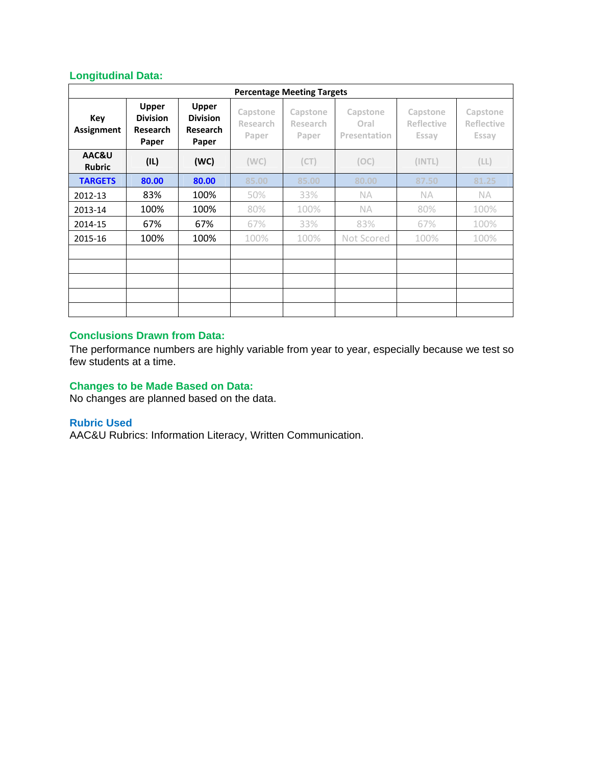### Longitudinal Data:

| Percentage Meeting Targets | | | | | | | |
|---|---|---|---|---|---|---|---|
| **Key Assignment** | **Upper Division Research Paper** | **Upper Division Research Paper** | Capstone Research Paper | Capstone Research Paper | Capstone Oral Presentation | Capstone Reflective Essay | Capstone Reflective Essay |
| **AAC&U Rubric** | **(IL)** | **(WC)** | (WC) | (CT) | (OC) | (INTL) | (LL) |
| **TARGETS** | **80.00** | **80.00** | 85.00 | 85.00 | 80.00 | 87.50 | 81.25 |
| 2012-13 | 83% | 100% | 50% | 33% | NA | NA | NA |
| 2013-14 | 100% | 100% | 80% | 100% | NA | 80% | 100% |
| 2014-15 | 67% | 67% | 67% | 33% | 83% | 67% | 100% |
| 2015-16 | 100% | 100% | 100% | 100% | Not Scored | 100% | 100% |
| | | | | | | | |
| | | | | | | | |
| | | | | | | | |
| | | | | | | | |
| | | | | | | | |

### Conclusions Drawn from Data:

The performance numbers are highly variable from year to year, especially because we test so few students at a time.

### Changes to be Made Based on Data:

No changes are planned based on the data.

### Rubric Used

AAC&U Rubrics: Information Literacy, Written Communication.